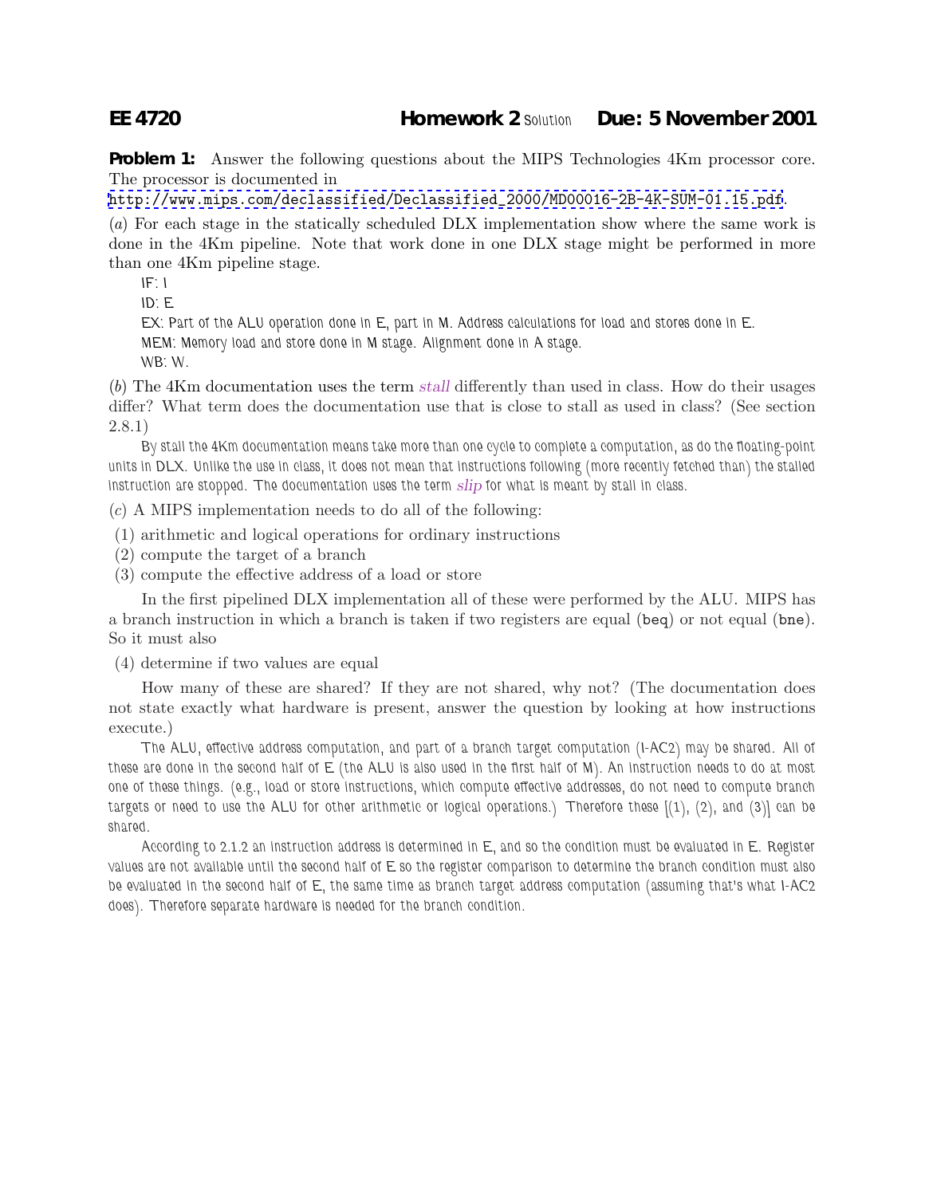**EE 4720** **Homework 2** Solution **Due: 5 November 2001**

**Problem 1:** Answer the following questions about the MIPS Technologies 4Km processor core. The processor is documented in
http://www.mips.com/declassified/Declassified_2000/MD00016-2B-4K-SUM-01.15.pdf.

(*a*) For each stage in the statically scheduled DLX implementation show where the same work is done in the 4Km pipeline. Note that work done in one DLX stage might be performed in more than one 4Km pipeline stage.

IF: I

ID: E

EX: Part of the ALU operation done in E, part in M. Address calculations for load and stores done in E.

MEM: Memory load and store done in M stage. Alignment done in A stage.

WB: W.

(*b*) The 4Km documentation uses the term *stall* differently than used in class. How do their usages differ? What term does the documentation use that is close to stall as used in class? (See section 2.8.1)

By stall the 4Km documentation means take more than one cycle to complete a computation, as do the floating-point units in DLX. Unlike the use in class, it does not mean that instructions following (more recently fetched than) the stalled instruction are stopped. The documentation uses the term *slip* for what is meant by stall in class.

(*c*) A MIPS implementation needs to do all of the following:

(1) arithmetic and logical operations for ordinary instructions
(2) compute the target of a branch
(3) compute the effective address of a load or store

In the first pipelined DLX implementation all of these were performed by the ALU. MIPS has a branch instruction in which a branch is taken if two registers are equal (`beq`) or not equal (`bne`). So it must also

(4) determine if two values are equal

How many of these are shared? If they are not shared, why not? (The documentation does not state exactly what hardware is present, answer the question by looking at how instructions execute.)

The ALU, effective address computation, and part of a branch target computation (I-AC2) may be shared. All of these are done in the second half of E (the ALU is also used in the first half of M). An instruction needs to do at most one of these things. (e.g., load or store instructions, which compute effective addresses, do not need to compute branch targets or need to use the ALU for other arithmetic or logical operations.) Therefore these [(1), (2), and (3)] can be shared.

According to 2.1.2 an instruction address is determined in E, and so the condition must be evaluated in E. Register values are not available until the second half of E so the register comparison to determine the branch condition must also be evaluated in the second half of E, the same time as branch target address computation (assuming that's what I-AC2 does). Therefore separate hardware is needed for the branch condition.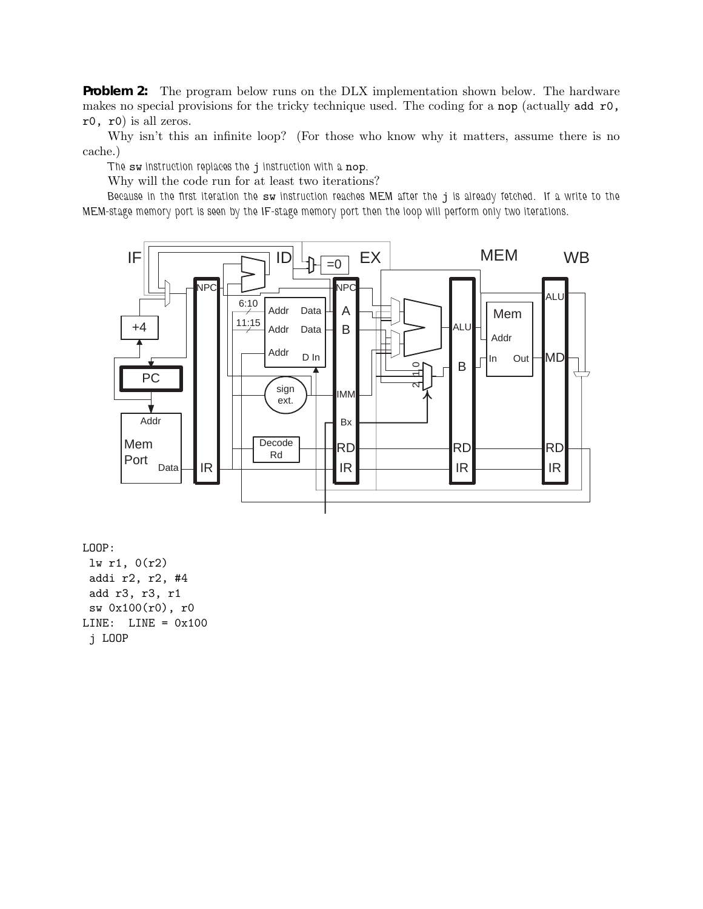**Problem 2:** The program below runs on the DLX implementation shown below. The hardware makes no special provisions for the tricky technique used. The coding for a `nop` (actually `add r0, r0, r0`) is all zeros.

Why isn't this an infinite loop? (For those who know why it matters, assume there is no cache.)

*The `sw` instruction replaces the `j` instruction with a `nop`.*

Why will the code run for at least two iterations?

*Because in the first iteration the `sw` instruction reaches MEM after the `j` is already fetched. If a write to the MEM-stage memory port is seen by the IF-stage memory port then the loop will perform only two iterations.*

```
LOOP:
 lw r1, 0(r2)
 addi r2, r2, #4
 add r3, r3, r1
 sw 0x100(r0), r0
LINE:  LINE = 0x100
 j LOOP
```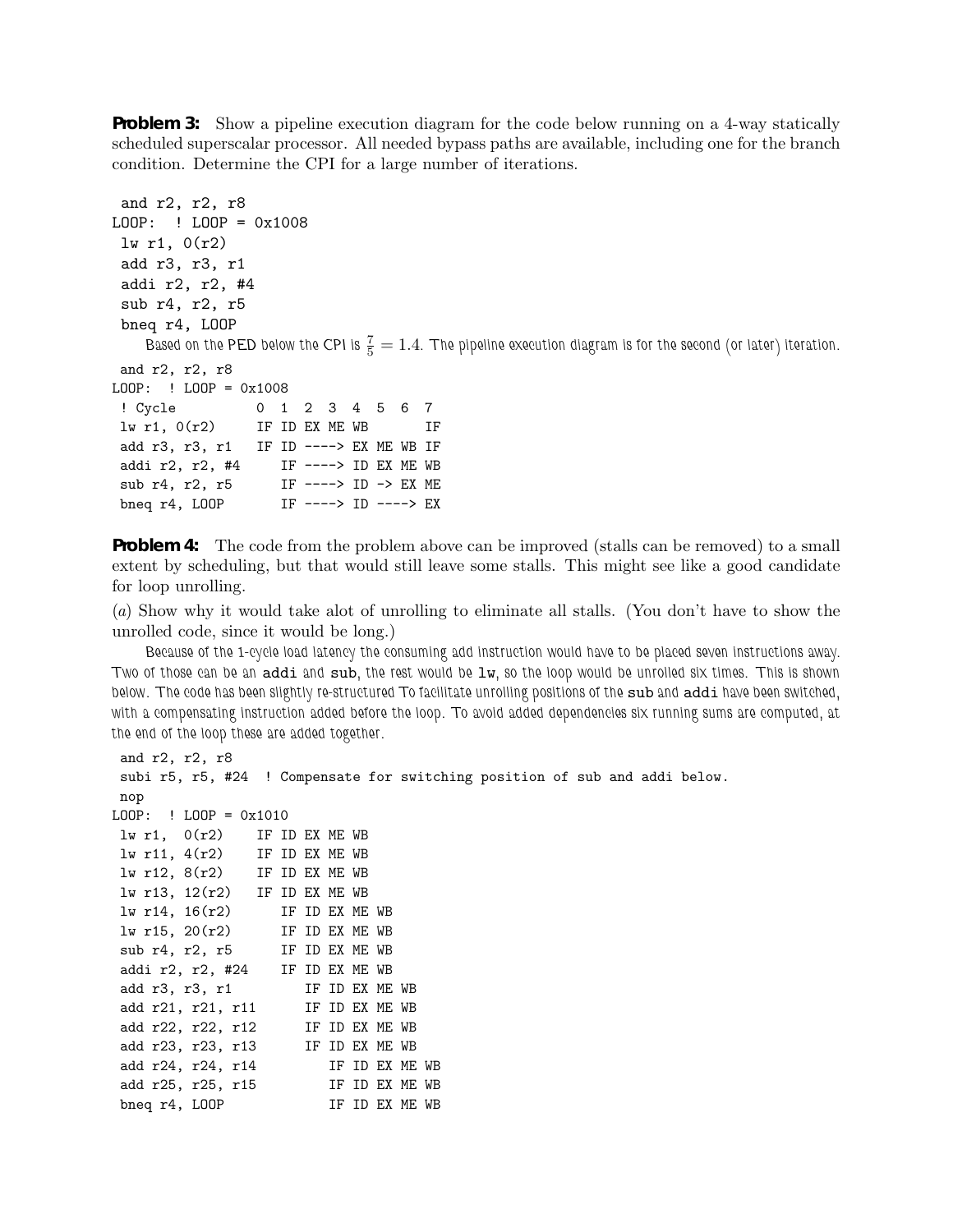**Problem 3:** Show a pipeline execution diagram for the code below running on a 4-way statically scheduled superscalar processor. All needed bypass paths are available, including one for the branch condition. Determine the CPI for a large number of iterations.

```
 and r2, r2, r8
LOOP:  ! LOOP = 0x1008
 lw r1, 0(r2)
 add r3, r3, r1
 addi r2, r2, #4
 sub r4, r2, r5
 bneq r4, LOOP
```

Based on the PED below the CPI is $\frac{7}{5} = 1.4$. The pipeline execution diagram is for the second (or later) iteration.

```
 and r2, r2, r8
LOOP:  ! LOOP = 0x1008
 ! Cycle          0  1  2  3  4  5  6  7
 lw r1, 0(r2)     IF ID EX ME WB       IF
 add r3, r3, r1   IF ID ----> EX ME WB IF
 addi r2, r2, #4     IF ----> ID EX ME WB
 sub r4, r2, r5      IF ----> ID -> EX ME
 bneq r4, LOOP       IF ----> ID ----> EX
```

**Problem 4:** The code from the problem above can be improved (stalls can be removed) to a small extent by scheduling, but that would still leave some stalls. This might see like a good candidate for loop unrolling.

(*a*) Show why it would take alot of unrolling to eliminate all stalls. (You don't have to show the unrolled code, since it would be long.)

Because of the 1-cycle load latency the consuming add instruction would have to be placed seven instructions away. Two of those can be an `addi` and `sub`, the rest would be `lw`, so the loop would be unrolled six times. This is shown below. The code has been slightly re-structured To facilitate unrolling positions of the `sub` and `addi` have been switched, with a compensating instruction added before the loop. To avoid added dependencies six running sums are computed, at the end of the loop these are added together.

```
 and r2, r2, r8
 subi r5, r5, #24  ! Compensate for switching position of sub and addi below.
 nop
LOOP:  ! LOOP = 0x1010
 lw r1,  0(r2)     IF ID EX ME WB
 lw r11, 4(r2)     IF ID EX ME WB
 lw r12, 8(r2)     IF ID EX ME WB
 lw r13, 12(r2)    IF ID EX ME WB
 lw r14, 16(r2)       IF ID EX ME WB
 lw r15, 20(r2)       IF ID EX ME WB
 sub r4, r2, r5       IF ID EX ME WB
 addi r2, r2, #24     IF ID EX ME WB
 add r3, r3, r1          IF ID EX ME WB
 add r21, r21, r11       IF ID EX ME WB
 add r22, r22, r12       IF ID EX ME WB
 add r23, r23, r13       IF ID EX ME WB
 add r24, r24, r14          IF ID EX ME WB
 add r25, r25, r15          IF ID EX ME WB
 bneq r4, LOOP              IF ID EX ME WB
```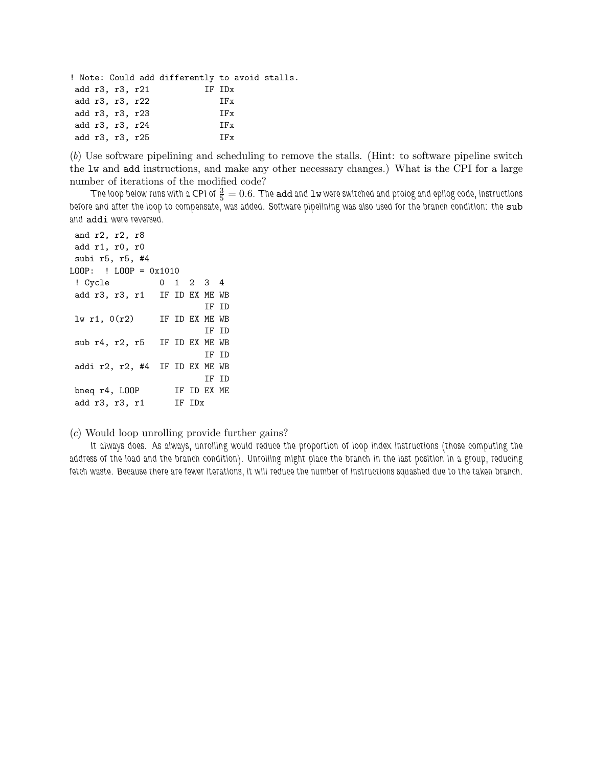```
! Note: Could add differently to avoid stalls.
 add r3, r3, r21           IF IDx
 add r3, r3, r22              IFx
 add r3, r3, r23              IFx
 add r3, r3, r24              IFx
 add r3, r3, r25              IFx
```

(*b*) Use software pipelining and scheduling to remove the stalls. (Hint: to software pipeline switch the `lw` and `add` instructions, and make any other necessary changes.) What is the CPI for a large number of iterations of the modified code?

The loop below runs with a CPI of $\frac{3}{5} = 0.6$. The `add` and `lw` were switched and prolog and epilog code, instructions before and after the loop to compensate, was added. Software pipelining was also used for the branch condition: the `sub` and `addi` were reversed.

```
 and r2, r2, r8
 add r1, r0, r0
 subi r5, r5, #4
LOOP:  ! LOOP = 0x1010
 ! Cycle          0  1  2  3  4
 add r3, r3, r1   IF ID EX ME WB
                           IF ID
 lw r1, 0(r2)     IF ID EX ME WB
                           IF ID
 sub r4, r2, r5   IF ID EX ME WB
                           IF ID
 addi r2, r2, #4  IF ID EX ME WB
                           IF ID
 bneq r4, LOOP       IF ID EX ME
 add r3, r3, r1      IF IDx
```

(*c*) Would loop unrolling provide further gains?

It always does. As always, unrolling would reduce the proportion of loop index instructions (those computing the address of the load and the branch condition). Unrolling might place the branch in the last position in a group, reducing fetch waste. Because there are fewer iterations, it will reduce the number of instructions squashed due to the taken branch.